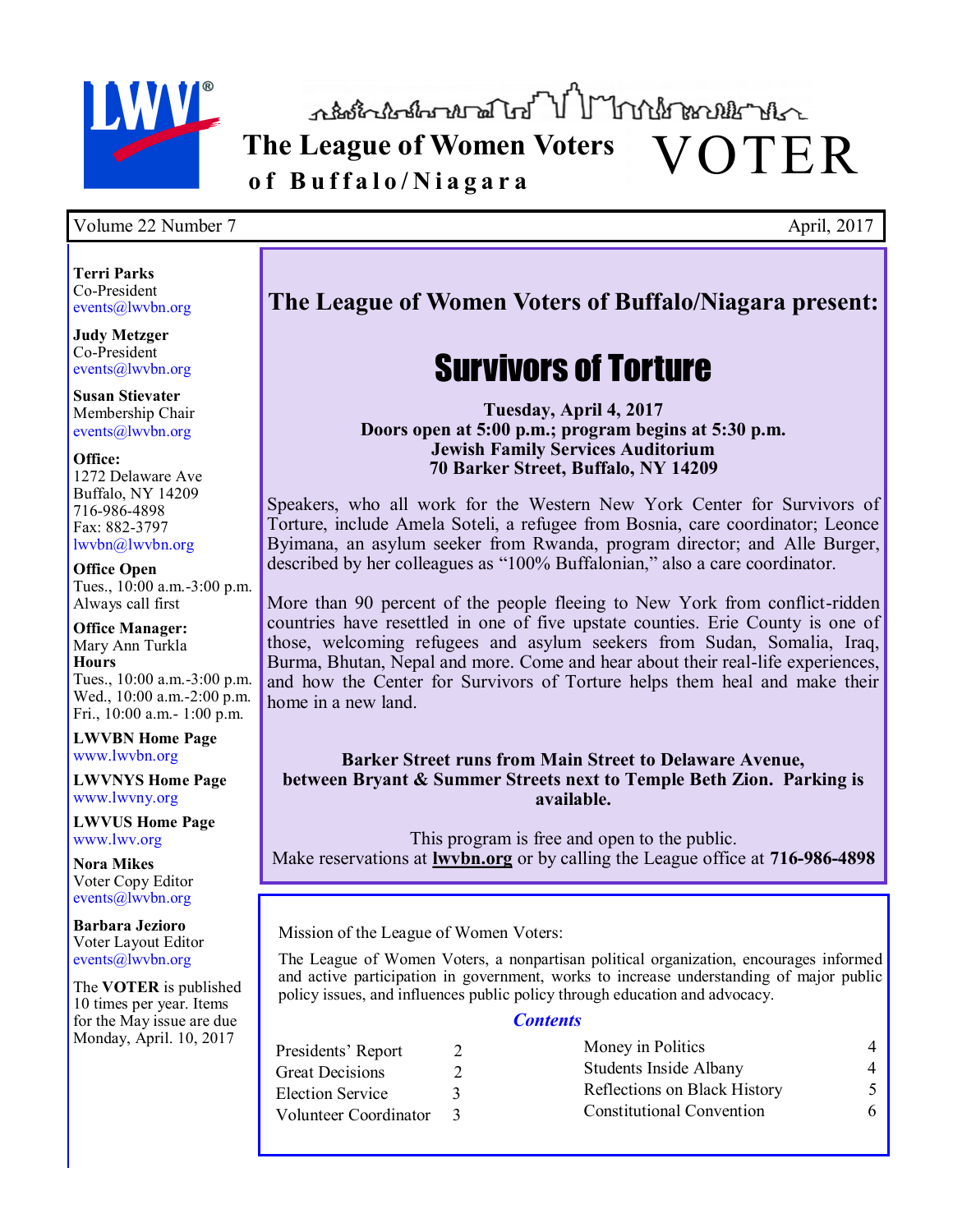# The League of Women Voters of Buffalo/Niagara VOTER

Volume 22 Number 7 April, 2017

**Terri Parks**
Co-President
events@lwvbn.org

**Judy Metzger**
Co-President
events@lwvbn.org

**Susan Stievater**
Membership Chair
events@lwvbn.org

**Office:**
1272 Delaware Ave
Buffalo, NY 14209
716-986-4898
Fax: 882-3797
lwvbn@lwvbn.org

**Office Open**
Tues., 10:00 a.m.-3:00 p.m.
Always call first

**Office Manager:**
Mary Ann Turkla
**Hours**
Tues., 10:00 a.m.-3:00 p.m.
Wed., 10:00 a.m.-2:00 p.m.
Fri., 10:00 a.m.- 1:00 p.m.

**LWVBN Home Page**
www.lwvbn.org

**LWVNYS Home Page**
www.lwvny.org

**LWVUS Home Page**
www.lwv.org

**Nora Mikes**
Voter Copy Editor
events@lwvbn.org

**Barbara Jezioro**
Voter Layout Editor
events@lwvbn.org

The **VOTER** is published 10 times per year. Items for the May issue are due Monday, April. 10, 2017

## The League of Women Voters of Buffalo/Niagara present:

# Survivors of Torture

**Tuesday, April 4, 2017**
**Doors open at 5:00 p.m.; program begins at 5:30 p.m.**
**Jewish Family Services Auditorium**
**70 Barker Street, Buffalo, NY 14209**

Speakers, who all work for the Western New York Center for Survivors of Torture, include Amela Soteli, a refugee from Bosnia, care coordinator; Leonce Byimana, an asylum seeker from Rwanda, program director; and Alle Burger, described by her colleagues as "100% Buffalonian," also a care coordinator.

More than 90 percent of the people fleeing to New York from conflict-ridden countries have resettled in one of five upstate counties. Erie County is one of those, welcoming refugees and asylum seekers from Sudan, Somalia, Iraq, Burma, Bhutan, Nepal and more. Come and hear about their real-life experiences, and how the Center for Survivors of Torture helps them heal and make their home in a new land.

**Barker Street runs from Main Street to Delaware Avenue, between Bryant & Summer Streets next to Temple Beth Zion. Parking is available.**

This program is free and open to the public.
Make reservations at **lwvbn.org** or by calling the League office at **716-986-4898**

Mission of the League of Women Voters:

The League of Women Voters, a nonpartisan political organization, encourages informed and active participation in government, works to increase understanding of major public policy issues, and influences public policy through education and advocacy.

***Contents***

| | | | |
|---|---|---|---|
| Presidents' Report | 2 | Money in Politics | 4 |
| Great Decisions | 2 | Students Inside Albany | 4 |
| Election Service | 3 | Reflections on Black History | 5 |
| Volunteer Coordinator | 3 | Constitutional Convention | 6 |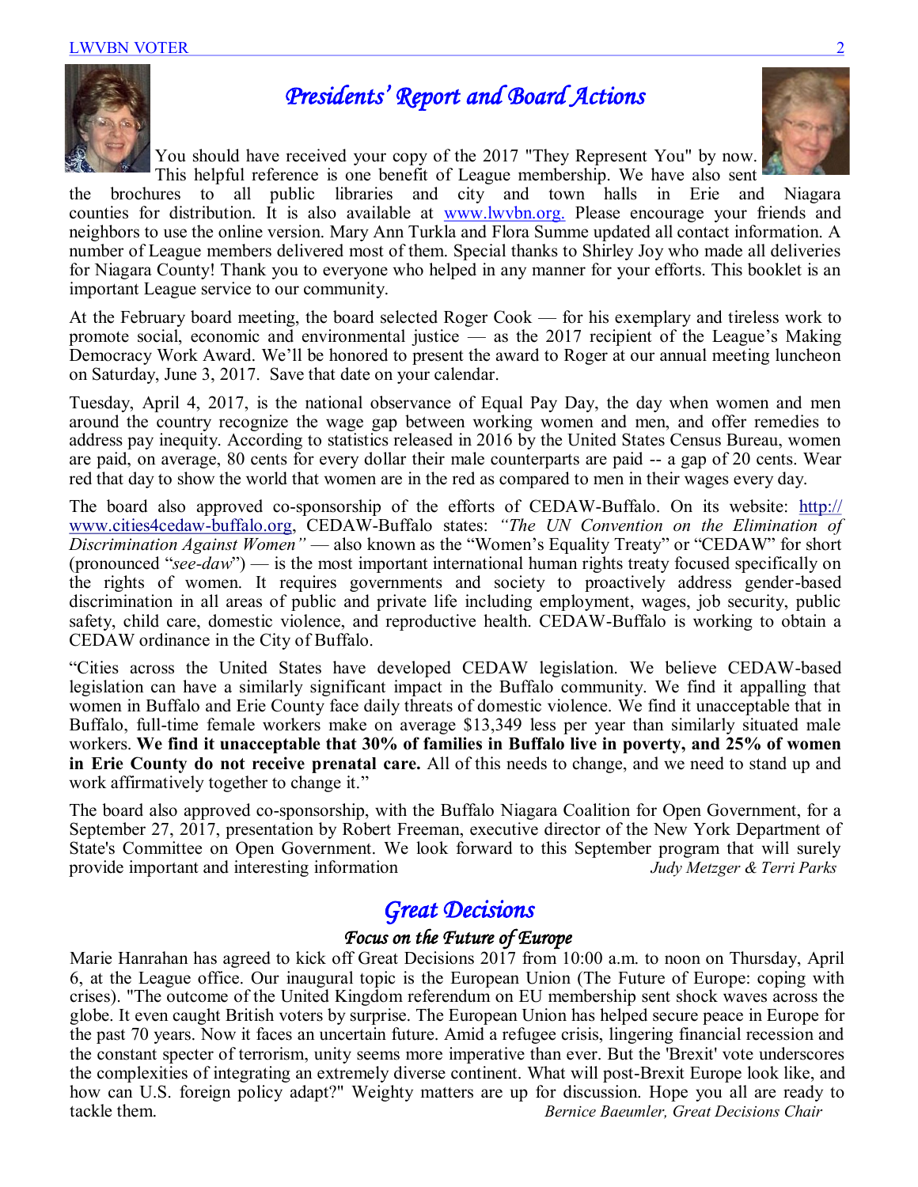# *Presidents' Report and Board Actions*

You should have received your copy of the 2017 "They Represent You" by now. This helpful reference is one benefit of League membership. We have also sent the brochures to all public libraries and city and town halls in Erie and Niagara counties for distribution. It is also available at www.lwvbn.org. Please encourage your friends and neighbors to use the online version. Mary Ann Turkla and Flora Summe updated all contact information. A number of League members delivered most of them. Special thanks to Shirley Joy who made all deliveries for Niagara County! Thank you to everyone who helped in any manner for your efforts. This booklet is an important League service to our community.

At the February board meeting, the board selected Roger Cook — for his exemplary and tireless work to promote social, economic and environmental justice — as the 2017 recipient of the League's Making Democracy Work Award. We'll be honored to present the award to Roger at our annual meeting luncheon on Saturday, June 3, 2017. Save that date on your calendar.

Tuesday, April 4, 2017, is the national observance of Equal Pay Day, the day when women and men around the country recognize the wage gap between working women and men, and offer remedies to address pay inequity. According to statistics released in 2016 by the United States Census Bureau, women are paid, on average, 80 cents for every dollar their male counterparts are paid -- a gap of 20 cents. Wear red that day to show the world that women are in the red as compared to men in their wages every day.

The board also approved co-sponsorship of the efforts of CEDAW-Buffalo. On its website: http://www.cities4cedaw-buffalo.org, CEDAW-Buffalo states: *"The UN Convention on the Elimination of Discrimination Against Women"* — also known as the "Women's Equality Treaty" or "CEDAW" for short (pronounced "*see-daw*") — is the most important international human rights treaty focused specifically on the rights of women. It requires governments and society to proactively address gender-based discrimination in all areas of public and private life including employment, wages, job security, public safety, child care, domestic violence, and reproductive health. CEDAW-Buffalo is working to obtain a CEDAW ordinance in the City of Buffalo.

"Cities across the United States have developed CEDAW legislation. We believe CEDAW-based legislation can have a similarly significant impact in the Buffalo community. We find it appalling that women in Buffalo and Erie County face daily threats of domestic violence. We find it unacceptable that in Buffalo, full-time female workers make on average $13,349 less per year than similarly situated male workers. **We find it unacceptable that 30% of families in Buffalo live in poverty, and 25% of women in Erie County do not receive prenatal care.** All of this needs to change, and we need to stand up and work affirmatively together to change it."

The board also approved co-sponsorship, with the Buffalo Niagara Coalition for Open Government, for a September 27, 2017, presentation by Robert Freeman, executive director of the New York Department of State's Committee on Open Government. We look forward to this September program that will surely provide important and interesting information

*Judy Metzger & Terri Parks*

## *Great Decisions*

### *Focus on the Future of Europe*

Marie Hanrahan has agreed to kick off Great Decisions 2017 from 10:00 a.m. to noon on Thursday, April 6, at the League office. Our inaugural topic is the European Union (The Future of Europe: coping with crises). "The outcome of the United Kingdom referendum on EU membership sent shock waves across the globe. It even caught British voters by surprise. The European Union has helped secure peace in Europe for the past 70 years. Now it faces an uncertain future. Amid a refugee crisis, lingering financial recession and the constant specter of terrorism, unity seems more imperative than ever. But the 'Brexit' vote underscores the complexities of integrating an extremely diverse continent. What will post-Brexit Europe look like, and how can U.S. foreign policy adapt?" Weighty matters are up for discussion. Hope you all are ready to tackle them.

*Bernice Baeumler, Great Decisions Chair*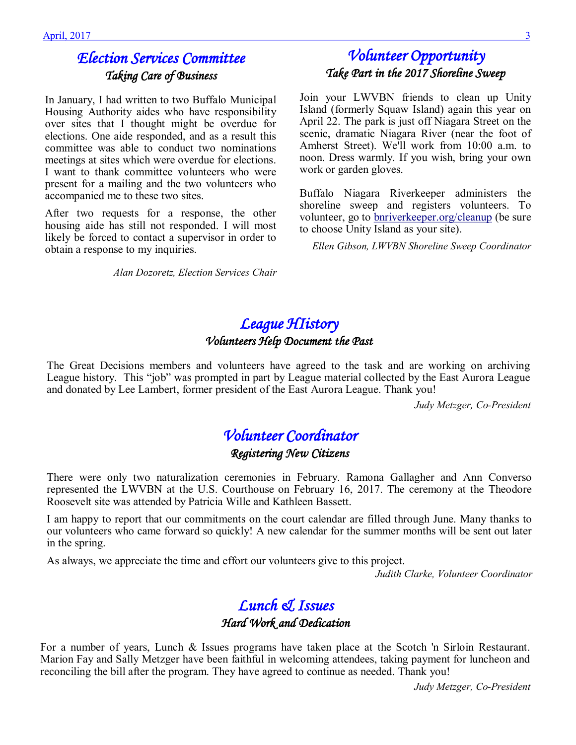## Election Services Committee

### *Taking Care of Business*

In January, I had written to two Buffalo Municipal Housing Authority aides who have responsibility over sites that I thought might be overdue for elections. One aide responded, and as a result this committee was able to conduct two nominations meetings at sites which were overdue for elections. I want to thank committee volunteers who were present for a mailing and the two volunteers who accompanied me to these two sites.

After two requests for a response, the other housing aide has still not responded. I will most likely be forced to contact a supervisor in order to obtain a response to my inquiries.

*Alan Dozoretz, Election Services Chair*

## Volunteer Opportunity

### *Take Part in the 2017 Shoreline Sweep*

Join your LWVBN friends to clean up Unity Island (formerly Squaw Island) again this year on April 22. The park is just off Niagara Street on the scenic, dramatic Niagara River (near the foot of Amherst Street). We'll work from 10:00 a.m. to noon. Dress warmly. If you wish, bring your own work or garden gloves.

Buffalo Niagara Riverkeeper administers the shoreline sweep and registers volunteers. To volunteer, go to bnriverkeeper.org/cleanup (be sure to choose Unity Island as your site).

*Ellen Gibson, LWVBN Shoreline Sweep Coordinator*

## League HIistory

### *Volunteers Help Document the Past*

The Great Decisions members and volunteers have agreed to the task and are working on archiving League history. This "job" was prompted in part by League material collected by the East Aurora League and donated by Lee Lambert, former president of the East Aurora League. Thank you!

*Judy Metzger, Co-President*

## Volunteer Coordinator

### *Registering New Citizens*

There were only two naturalization ceremonies in February. Ramona Gallagher and Ann Converso represented the LWVBN at the U.S. Courthouse on February 16, 2017. The ceremony at the Theodore Roosevelt site was attended by Patricia Wille and Kathleen Bassett.

I am happy to report that our commitments on the court calendar are filled through June. Many thanks to our volunteers who came forward so quickly! A new calendar for the summer months will be sent out later in the spring.

As always, we appreciate the time and effort our volunteers give to this project.

*Judith Clarke, Volunteer Coordinator*

## Lunch & Issues

### *Hard Work and Dedication*

For a number of years, Lunch & Issues programs have taken place at the Scotch 'n Sirloin Restaurant. Marion Fay and Sally Metzger have been faithful in welcoming attendees, taking payment for luncheon and reconciling the bill after the program. They have agreed to continue as needed. Thank you!

*Judy Metzger, Co-President*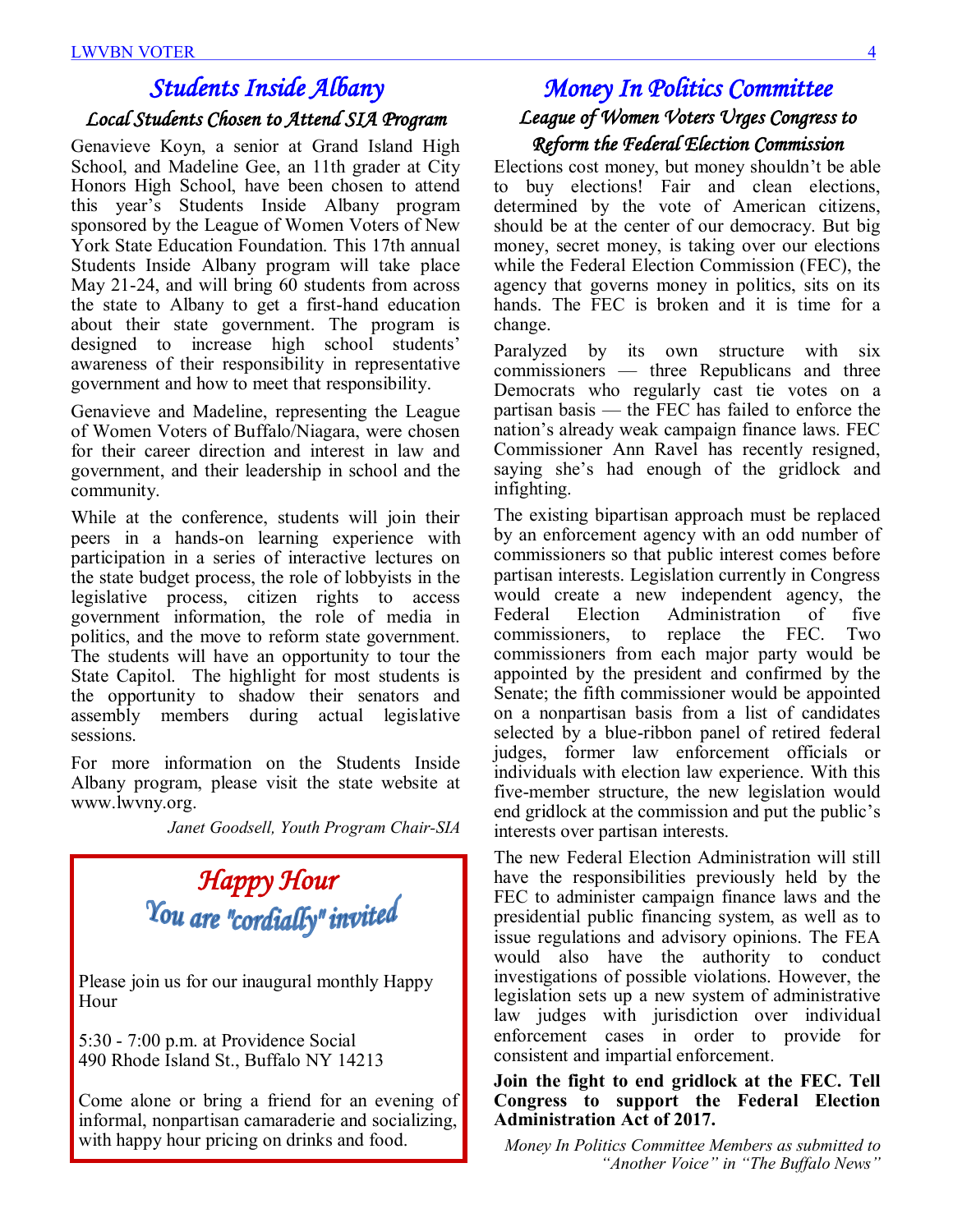## Students Inside Albany

### *Local Students Chosen to Attend SIA Program*

Genavieve Koyn, a senior at Grand Island High School, and Madeline Gee, an 11th grader at City Honors High School, have been chosen to attend this year's Students Inside Albany program sponsored by the League of Women Voters of New York State Education Foundation. This 17th annual Students Inside Albany program will take place May 21-24, and will bring 60 students from across the state to Albany to get a first-hand education about their state government. The program is designed to increase high school students' awareness of their responsibility in representative government and how to meet that responsibility.

Genavieve and Madeline, representing the League of Women Voters of Buffalo/Niagara, were chosen for their career direction and interest in law and government, and their leadership in school and the community.

While at the conference, students will join their peers in a hands-on learning experience with participation in a series of interactive lectures on the state budget process, the role of lobbyists in the legislative process, citizen rights to access government information, the role of media in politics, and the move to reform state government. The students will have an opportunity to tour the State Capitol. The highlight for most students is the opportunity to shadow their senators and assembly members during actual legislative sessions.

For more information on the Students Inside Albany program, please visit the state website at www.lwvny.org.

*Janet Goodsell, Youth Program Chair-SIA*

## Happy Hour

### You are "cordially" invited

Please join us for our inaugural monthly Happy Hour

5:30 - 7:00 p.m. at Providence Social
490 Rhode Island St., Buffalo NY 14213

Come alone or bring a friend for an evening of informal, nonpartisan camaraderie and socializing, with happy hour pricing on drinks and food.

## Money In Politics Committee

### *League of Women Voters Urges Congress to Reform the Federal Election Commission*

Elections cost money, but money shouldn't be able to buy elections! Fair and clean elections, determined by the vote of American citizens, should be at the center of our democracy. But big money, secret money, is taking over our elections while the Federal Election Commission (FEC), the agency that governs money in politics, sits on its hands. The FEC is broken and it is time for a change.

Paralyzed by its own structure with six commissioners — three Republicans and three Democrats who regularly cast tie votes on a partisan basis — the FEC has failed to enforce the nation's already weak campaign finance laws. FEC Commissioner Ann Ravel has recently resigned, saying she's had enough of the gridlock and infighting.

The existing bipartisan approach must be replaced by an enforcement agency with an odd number of commissioners so that public interest comes before partisan interests. Legislation currently in Congress would create a new independent agency, the Federal Election Administration of five commissioners, to replace the FEC. Two commissioners from each major party would be appointed by the president and confirmed by the Senate; the fifth commissioner would be appointed on a nonpartisan basis from a list of candidates selected by a blue-ribbon panel of retired federal judges, former law enforcement officials or individuals with election law experience. With this five-member structure, the new legislation would end gridlock at the commission and put the public's interests over partisan interests.

The new Federal Election Administration will still have the responsibilities previously held by the FEC to administer campaign finance laws and the presidential public financing system, as well as to issue regulations and advisory opinions. The FEA would also have the authority to conduct investigations of possible violations. However, the legislation sets up a new system of administrative law judges with jurisdiction over individual enforcement cases in order to provide for consistent and impartial enforcement.

**Join the fight to end gridlock at the FEC. Tell Congress to support the Federal Election Administration Act of 2017.**

*Money In Politics Committee Members as submitted to "Another Voice" in "The Buffalo News"*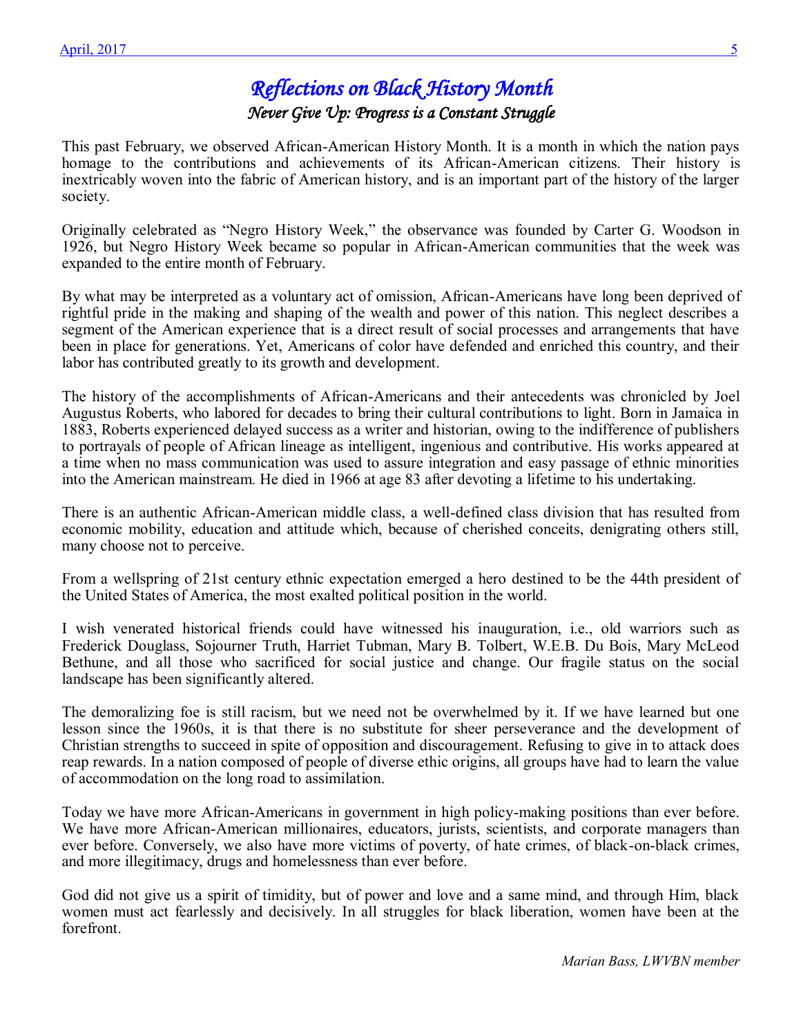# *Reflections on Black History Month*

### *Never Give Up: Progress is a Constant Struggle*

This past February, we observed African-American History Month. It is a month in which the nation pays homage to the contributions and achievements of its African-American citizens. Their history is inextricably woven into the fabric of American history, and is an important part of the history of the larger society.

Originally celebrated as "Negro History Week," the observance was founded by Carter G. Woodson in 1926, but Negro History Week became so popular in African-American communities that the week was expanded to the entire month of February.

By what may be interpreted as a voluntary act of omission, African-Americans have long been deprived of rightful pride in the making and shaping of the wealth and power of this nation. This neglect describes a segment of the American experience that is a direct result of social processes and arrangements that have been in place for generations. Yet, Americans of color have defended and enriched this country, and their labor has contributed greatly to its growth and development.

The history of the accomplishments of African-Americans and their antecedents was chronicled by Joel Augustus Roberts, who labored for decades to bring their cultural contributions to light. Born in Jamaica in 1883, Roberts experienced delayed success as a writer and historian, owing to the indifference of publishers to portrayals of people of African lineage as intelligent, ingenious and contributive. His works appeared at a time when no mass communication was used to assure integration and easy passage of ethnic minorities into the American mainstream. He died in 1966 at age 83 after devoting a lifetime to his undertaking.

There is an authentic African-American middle class, a well-defined class division that has resulted from economic mobility, education and attitude which, because of cherished conceits, denigrating others still, many choose not to perceive.

From a wellspring of 21st century ethnic expectation emerged a hero destined to be the 44th president of the United States of America, the most exalted political position in the world.

I wish venerated historical friends could have witnessed his inauguration, i.e., old warriors such as Frederick Douglass, Sojourner Truth, Harriet Tubman, Mary B. Tolbert, W.E.B. Du Bois, Mary McLeod Bethune, and all those who sacrificed for social justice and change. Our fragile status on the social landscape has been significantly altered.

The demoralizing foe is still racism, but we need not be overwhelmed by it. If we have learned but one lesson since the 1960s, it is that there is no substitute for sheer perseverance and the development of Christian strengths to succeed in spite of opposition and discouragement. Refusing to give in to attack does reap rewards. In a nation composed of people of diverse ethic origins, all groups have had to learn the value of accommodation on the long road to assimilation.

Today we have more African-Americans in government in high policy-making positions than ever before. We have more African-American millionaires, educators, jurists, scientists, and corporate managers than ever before. Conversely, we also have more victims of poverty, of hate crimes, of black-on-black crimes, and more illegitimacy, drugs and homelessness than ever before.

God did not give us a spirit of timidity, but of power and love and a same mind, and through Him, black women must act fearlessly and decisively. In all struggles for black liberation, women have been at the forefront.

*Marian Bass, LWVBN member*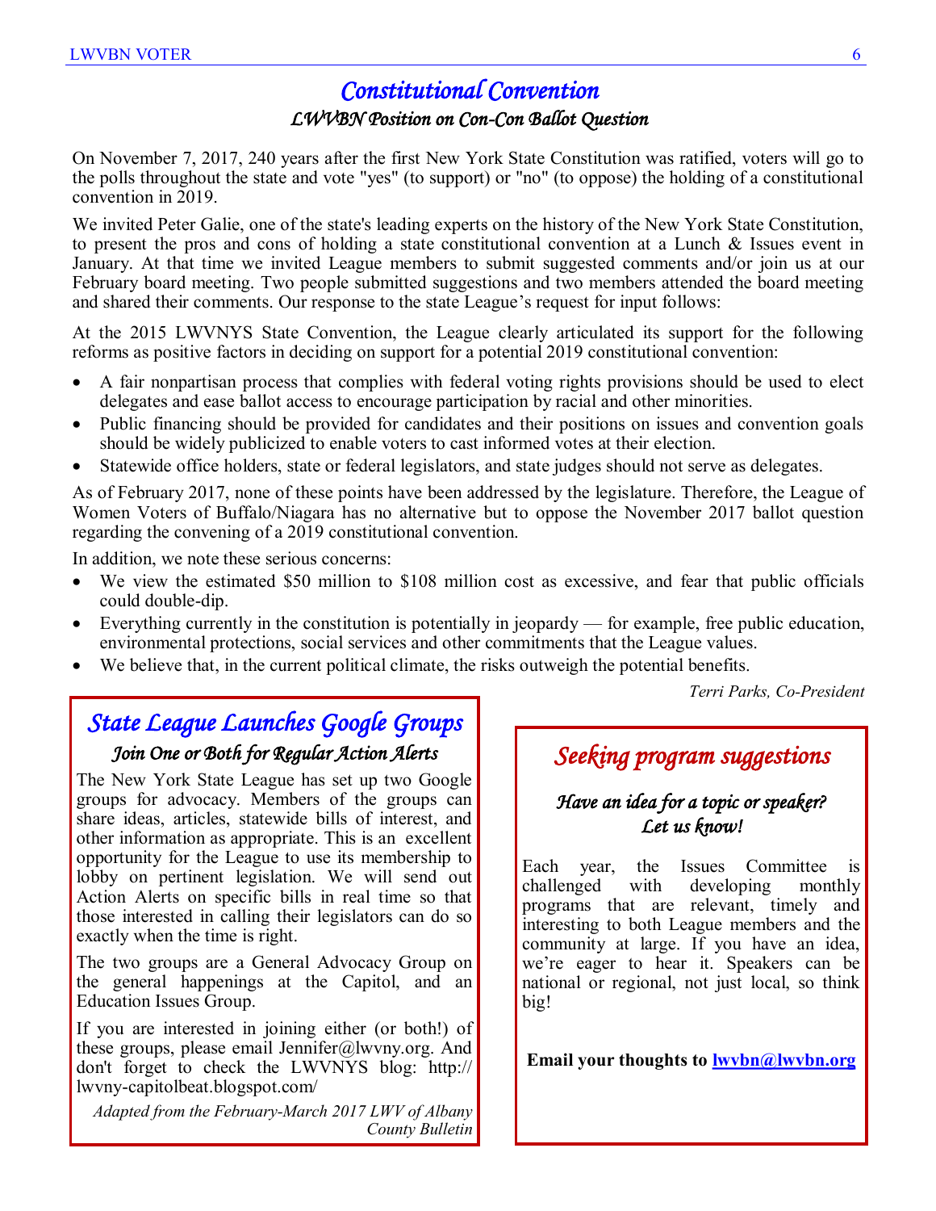# Constitutional Convention

### *LWVBN Position on Con-Con Ballot Question*

On November 7, 2017, 240 years after the first New York State Constitution was ratified, voters will go to the polls throughout the state and vote "yes" (to support) or "no" (to oppose) the holding of a constitutional convention in 2019.

We invited Peter Galie, one of the state's leading experts on the history of the New York State Constitution, to present the pros and cons of holding a state constitutional convention at a Lunch & Issues event in January. At that time we invited League members to submit suggested comments and/or join us at our February board meeting. Two people submitted suggestions and two members attended the board meeting and shared their comments. Our response to the state League's request for input follows:

At the 2015 LWVNYS State Convention, the League clearly articulated its support for the following reforms as positive factors in deciding on support for a potential 2019 constitutional convention:

- A fair nonpartisan process that complies with federal voting rights provisions should be used to elect delegates and ease ballot access to encourage participation by racial and other minorities.
- Public financing should be provided for candidates and their positions on issues and convention goals should be widely publicized to enable voters to cast informed votes at their election.
- Statewide office holders, state or federal legislators, and state judges should not serve as delegates.

As of February 2017, none of these points have been addressed by the legislature. Therefore, the League of Women Voters of Buffalo/Niagara has no alternative but to oppose the November 2017 ballot question regarding the convening of a 2019 constitutional convention.

In addition, we note these serious concerns:

- We view the estimated $50 million to $108 million cost as excessive, and fear that public officials could double-dip.
- Everything currently in the constitution is potentially in jeopardy — for example, free public education, environmental protections, social services and other commitments that the League values.
- We believe that, in the current political climate, the risks outweigh the potential benefits.

*Terri Parks, Co-President*

## State League Launches Google Groups

### *Join One or Both for Regular Action Alerts*

The New York State League has set up two Google groups for advocacy. Members of the groups can share ideas, articles, statewide bills of interest, and other information as appropriate. This is an excellent opportunity for the League to use its membership to lobby on pertinent legislation. We will send out Action Alerts on specific bills in real time so that those interested in calling their legislators can do so exactly when the time is right.

The two groups are a General Advocacy Group on the general happenings at the Capitol, and an Education Issues Group.

If you are interested in joining either (or both!) of these groups, please email Jennifer@lwvny.org. And don't forget to check the LWVNYS blog: http://lwvny-capitolbeat.blogspot.com/

*Adapted from the February-March 2017 LWV of Albany County Bulletin*

## Seeking program suggestions

### *Have an idea for a topic or speaker? Let us know!*

Each year, the Issues Committee is challenged with developing monthly programs that are relevant, timely and interesting to both League members and the community at large. If you have an idea, we're eager to hear it. Speakers can be national or regional, not just local, so think big!

**Email your thoughts to lwvbn@lwvbn.org**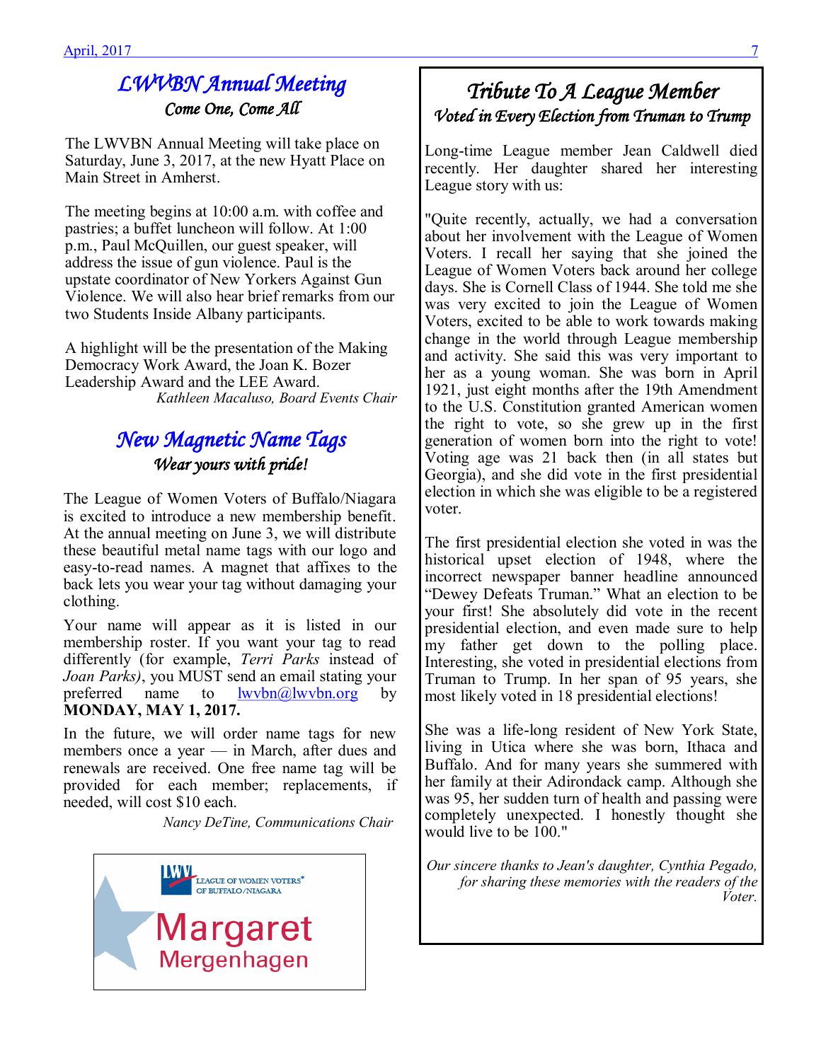## LWVBN Annual Meeting

*Come One, Come All*

The LWVBN Annual Meeting will take place on Saturday, June 3, 2017, at the new Hyatt Place on Main Street in Amherst.

The meeting begins at 10:00 a.m. with coffee and pastries; a buffet luncheon will follow. At 1:00 p.m., Paul McQuillen, our guest speaker, will address the issue of gun violence. Paul is the upstate coordinator of New Yorkers Against Gun Violence. We will also hear brief remarks from our two Students Inside Albany participants.

A highlight will be the presentation of the Making Democracy Work Award, the Joan K. Bozer Leadership Award and the LEE Award.

*Kathleen Macaluso, Board Events Chair*

## New Magnetic Name Tags

*Wear yours with pride!*

The League of Women Voters of Buffalo/Niagara is excited to introduce a new membership benefit. At the annual meeting on June 3, we will distribute these beautiful metal name tags with our logo and easy-to-read names. A magnet that affixes to the back lets you wear your tag without damaging your clothing.

Your name will appear as it is listed in our membership roster. If you want your tag to read differently (for example, *Terri Parks* instead of *Joan Parks)*, you MUST send an email stating your preferred name to lwvbn@lwvbn.org by **MONDAY, MAY 1, 2017.**

In the future, we will order name tags for new members once a year — in March, after dues and renewals are received. One free name tag will be provided for each member; replacements, if needed, will cost $10 each.

*Nancy DeTine, Communications Chair*

LWV LEAGUE OF WOMEN VOTERS® OF BUFFALO/NIAGARA

Margaret
Mergenhagen

## Tribute To A League Member

*Voted in Every Election from Truman to Trump*

Long-time League member Jean Caldwell died recently. Her daughter shared her interesting League story with us:

"Quite recently, actually, we had a conversation about her involvement with the League of Women Voters. I recall her saying that she joined the League of Women Voters back around her college days. She is Cornell Class of 1944. She told me she was very excited to join the League of Women Voters, excited to be able to work towards making change in the world through League membership and activity. She said this was very important to her as a young woman. She was born in April 1921, just eight months after the 19th Amendment to the U.S. Constitution granted American women the right to vote, so she grew up in the first generation of women born into the right to vote! Voting age was 21 back then (in all states but Georgia), and she did vote in the first presidential election in which she was eligible to be a registered voter.

The first presidential election she voted in was the historical upset election of 1948, where the incorrect newspaper banner headline announced "Dewey Defeats Truman." What an election to be your first! She absolutely did vote in the recent presidential election, and even made sure to help my father get down to the polling place. Interesting, she voted in presidential elections from Truman to Trump. In her span of 95 years, she most likely voted in 18 presidential elections!

She was a life-long resident of New York State, living in Utica where she was born, Ithaca and Buffalo. And for many years she summered with her family at their Adirondack camp. Although she was 95, her sudden turn of health and passing were completely unexpected. I honestly thought she would live to be 100."

*Our sincere thanks to Jean's daughter, Cynthia Pegado, for sharing these memories with the readers of the Voter.*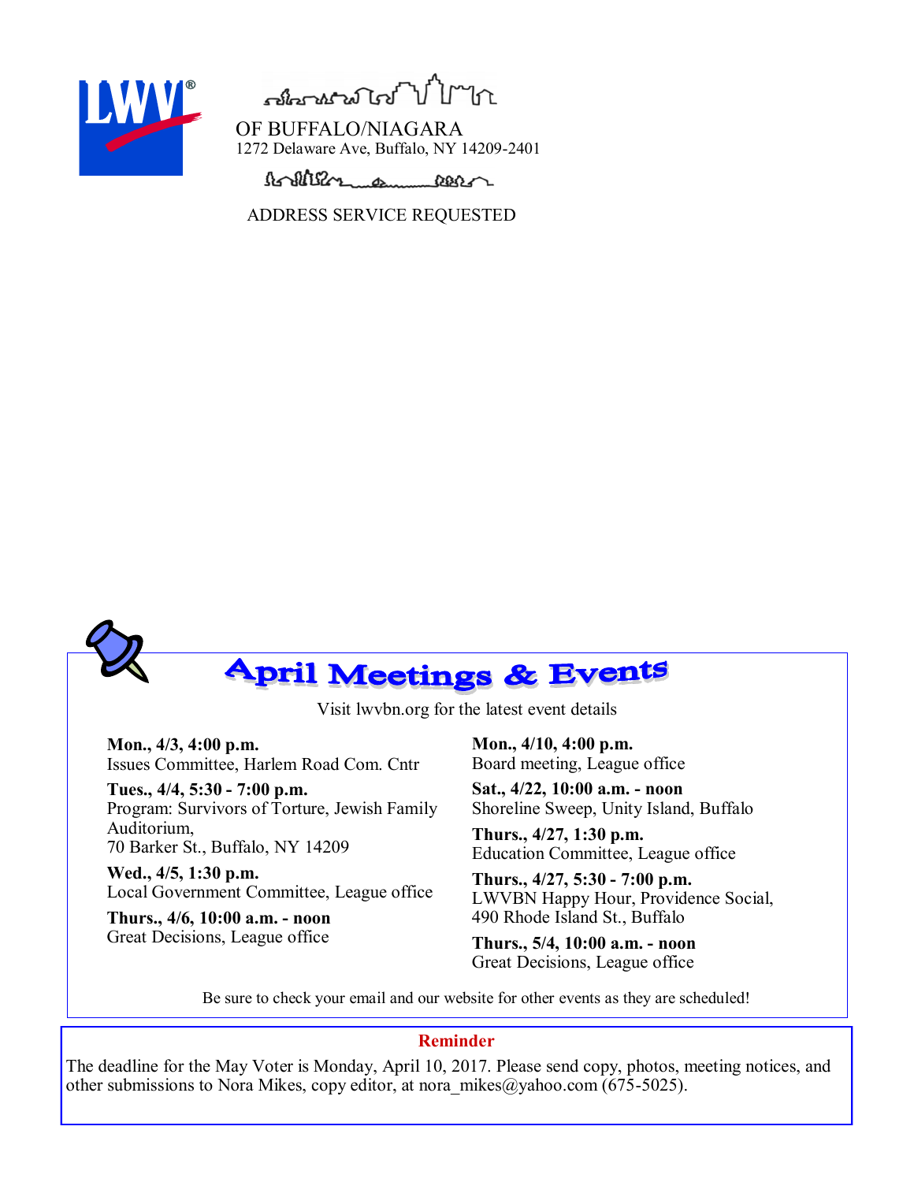OF BUFFALO/NIAGARA
1272 Delaware Ave, Buffalo, NY 14209-2401

ADDRESS SERVICE REQUESTED

## April Meetings & Events

Visit lwvbn.org for the latest event details

**Mon., 4/3, 4:00 p.m.**
Issues Committee, Harlem Road Com. Cntr

**Tues., 4/4, 5:30 - 7:00 p.m.**
Program: Survivors of Torture, Jewish Family Auditorium,
70 Barker St., Buffalo, NY 14209

**Wed., 4/5, 1:30 p.m.**
Local Government Committee, League office

**Thurs., 4/6, 10:00 a.m. - noon**
Great Decisions, League office

**Mon., 4/10, 4:00 p.m.**
Board meeting, League office

**Sat., 4/22, 10:00 a.m. - noon**
Shoreline Sweep, Unity Island, Buffalo

**Thurs., 4/27, 1:30 p.m.**
Education Committee, League office

**Thurs., 4/27, 5:30 - 7:00 p.m.**
LWVBN Happy Hour, Providence Social,
490 Rhode Island St., Buffalo

**Thurs., 5/4, 10:00 a.m. - noon**
Great Decisions, League office

Be sure to check your email and our website for other events as they are scheduled!

**Reminder**

The deadline for the May Voter is Monday, April 10, 2017. Please send copy, photos, meeting notices, and other submissions to Nora Mikes, copy editor, at nora_mikes@yahoo.com (675-5025).